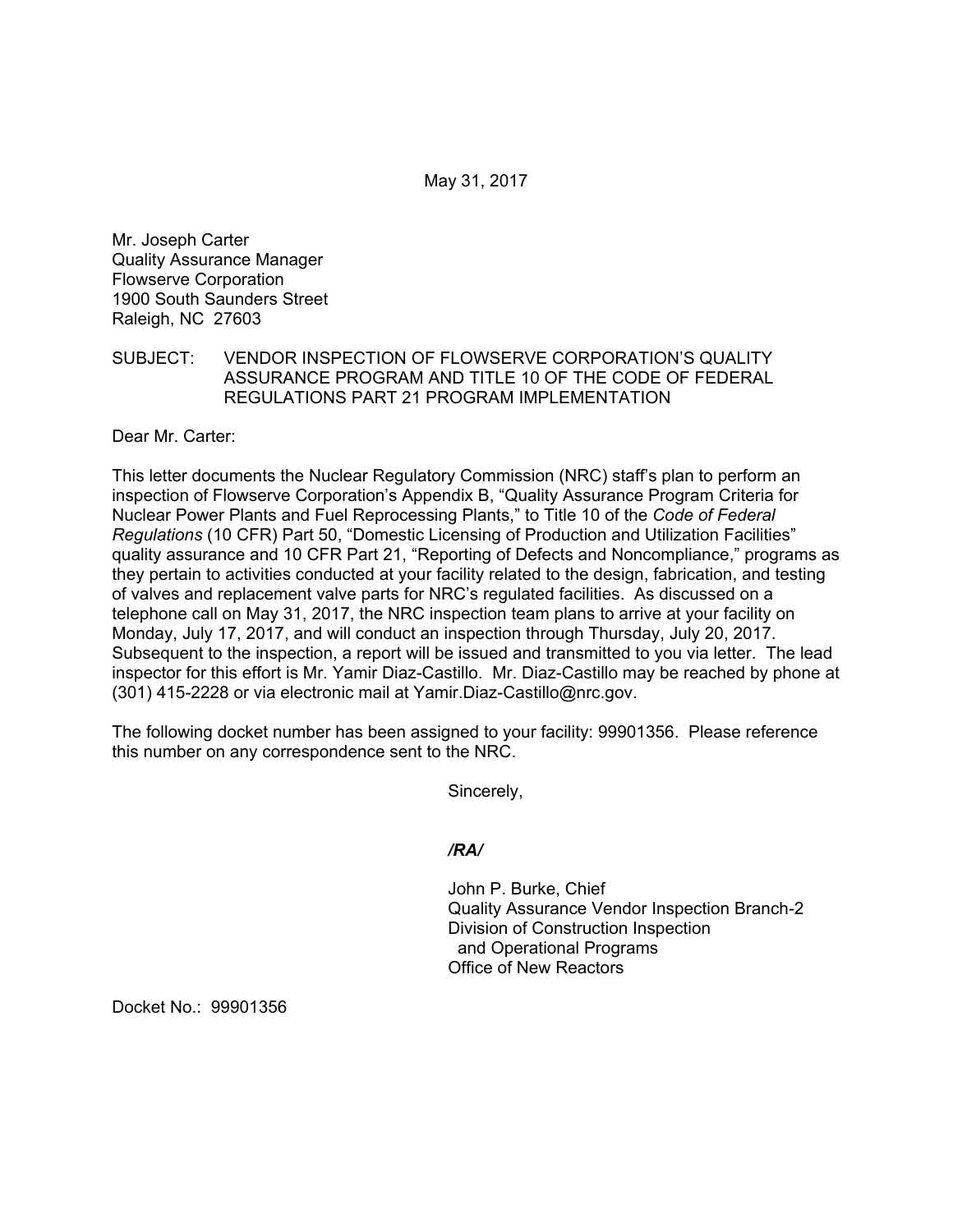May 31, 2017

Mr. Joseph Carter
Quality Assurance Manager
Flowserve Corporation
1900 South Saunders Street
Raleigh, NC 27603

SUBJECT: VENDOR INSPECTION OF FLOWSERVE CORPORATION'S QUALITY ASSURANCE PROGRAM AND TITLE 10 OF THE CODE OF FEDERAL REGULATIONS PART 21 PROGRAM IMPLEMENTATION

Dear Mr. Carter:

This letter documents the Nuclear Regulatory Commission (NRC) staff's plan to perform an inspection of Flowserve Corporation's Appendix B, "Quality Assurance Program Criteria for Nuclear Power Plants and Fuel Reprocessing Plants," to Title 10 of the *Code of Federal Regulations* (10 CFR) Part 50, "Domestic Licensing of Production and Utilization Facilities" quality assurance and 10 CFR Part 21, "Reporting of Defects and Noncompliance," programs as they pertain to activities conducted at your facility related to the design, fabrication, and testing of valves and replacement valve parts for NRC's regulated facilities. As discussed on a telephone call on May 31, 2017, the NRC inspection team plans to arrive at your facility on Monday, July 17, 2017, and will conduct an inspection through Thursday, July 20, 2017. Subsequent to the inspection, a report will be issued and transmitted to you via letter. The lead inspector for this effort is Mr. Yamir Diaz-Castillo. Mr. Diaz-Castillo may be reached by phone at (301) 415-2228 or via electronic mail at Yamir.Diaz-Castillo@nrc.gov.

The following docket number has been assigned to your facility: 99901356. Please reference this number on any correspondence sent to the NRC.

Sincerely,

***/RA/***

John P. Burke, Chief
Quality Assurance Vendor Inspection Branch-2
Division of Construction Inspection
and Operational Programs
Office of New Reactors

Docket No.: 99901356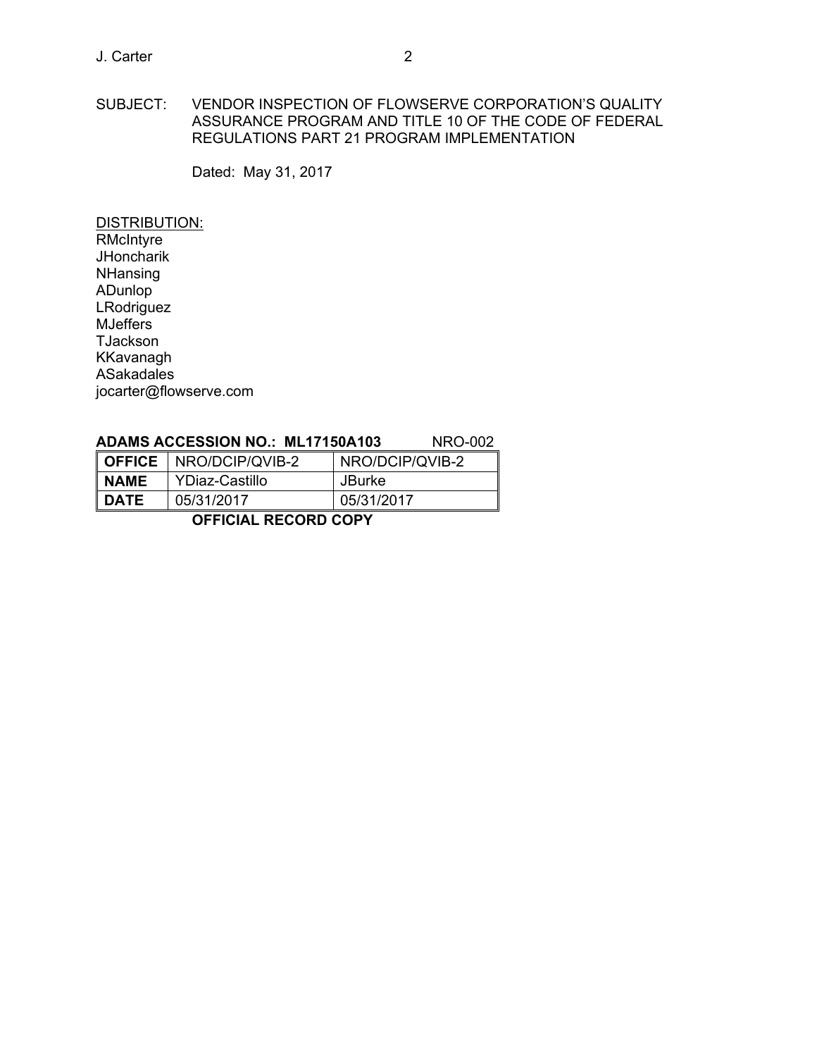SUBJECT: VENDOR INSPECTION OF FLOWSERVE CORPORATION'S QUALITY ASSURANCE PROGRAM AND TITLE 10 OF THE CODE OF FEDERAL REGULATIONS PART 21 PROGRAM IMPLEMENTATION

Dated: May 31, 2017

DISTRIBUTION:
RMcIntyre
JHoncharik
NHansing
ADunlop
LRodriguez
MJeffers
TJackson
KKavanagh
ASakadales
jocarter@flowserve.com

**ADAMS ACCESSION NO.: ML17150A103** NRO-002

| | | |
|---|---|---|
| **OFFICE** | NRO/DCIP/QVIB-2 | NRO/DCIP/QVIB-2 |
| **NAME** | YDiaz-Castillo | JBurke |
| **DATE** | 05/31/2017 | 05/31/2017 |

**OFFICIAL RECORD COPY**